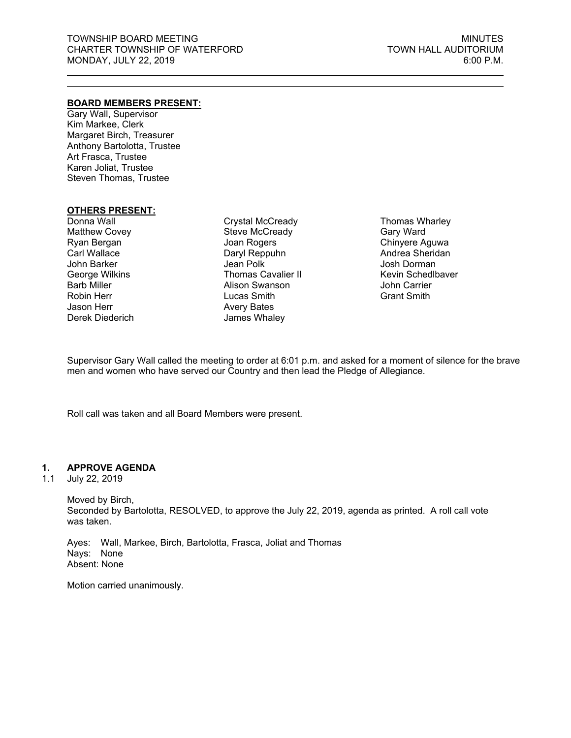TOWNSHIP BOARD MEETING
CHARTER TOWNSHIP OF WATERFORD
MONDAY, JULY 22, 2019

MINUTES
TOWN HALL AUDITORIUM
6:00 P.M.

---

**BOARD MEMBERS PRESENT:**

Gary Wall, Supervisor
Kim Markee, Clerk
Margaret Birch, Treasurer
Anthony Bartolotta, Trustee
Art Frasca, Trustee
Karen Joliat, Trustee
Steven Thomas, Trustee

**OTHERS PRESENT:**

| | | |
|---|---|---|
| Donna Wall | Crystal McCready | Thomas Wharley |
| Matthew Covey | Steve McCready | Gary Ward |
| Ryan Bergan | Joan Rogers | Chinyere Aguwa |
| Carl Wallace | Daryl Reppuhn | Andrea Sheridan |
| John Barker | Jean Polk | Josh Dorman |
| George Wilkins | Thomas Cavalier II | Kevin Schedlbaver |
| Barb Miller | Alison Swanson | John Carrier |
| Robin Herr | Lucas Smith | Grant Smith |
| Jason Herr | Avery Bates | |
| Derek Diederich | James Whaley | |

Supervisor Gary Wall called the meeting to order at 6:01 p.m. and asked for a moment of silence for the brave men and women who have served our Country and then lead the Pledge of Allegiance.

Roll call was taken and all Board Members were present.

## 1. APPROVE AGENDA

1.1 July 22, 2019

Moved by Birch,
Seconded by Bartolotta, RESOLVED, to approve the July 22, 2019, agenda as printed. A roll call vote was taken.

Ayes: Wall, Markee, Birch, Bartolotta, Frasca, Joliat and Thomas
Nays: None
Absent: None

Motion carried unanimously.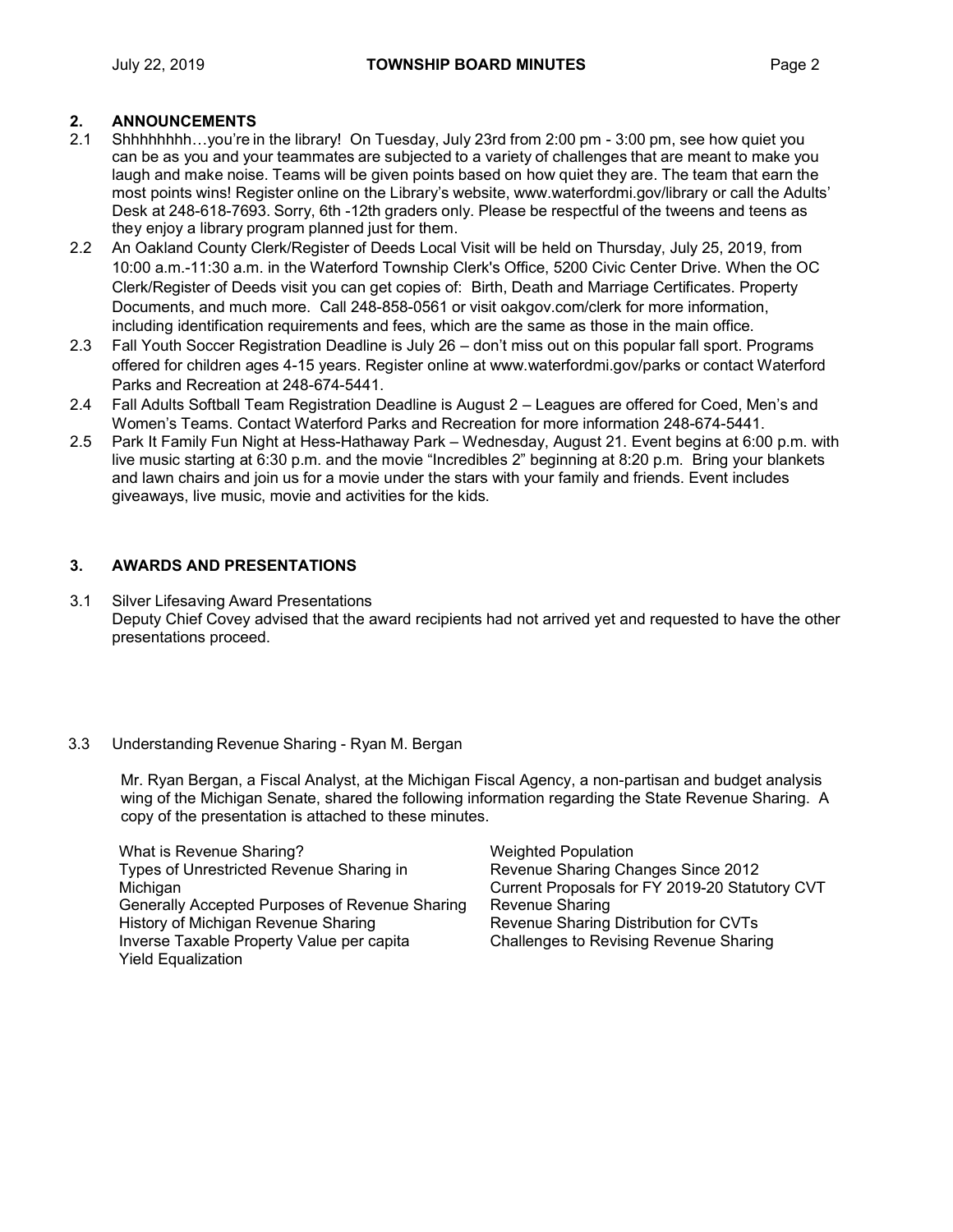## 2. ANNOUNCEMENTS

2.1 Shhhhhhhh…you're in the library! On Tuesday, July 23rd from 2:00 pm - 3:00 pm, see how quiet you can be as you and your teammates are subjected to a variety of challenges that are meant to make you laugh and make noise. Teams will be given points based on how quiet they are. The team that earn the most points wins! Register online on the Library's website, www.waterfordmi.gov/library or call the Adults' Desk at 248-618-7693. Sorry, 6th -12th graders only. Please be respectful of the tweens and teens as they enjoy a library program planned just for them.

2.2 An Oakland County Clerk/Register of Deeds Local Visit will be held on Thursday, July 25, 2019, from 10:00 a.m.-11:30 a.m. in the Waterford Township Clerk's Office, 5200 Civic Center Drive. When the OC Clerk/Register of Deeds visit you can get copies of: Birth, Death and Marriage Certificates. Property Documents, and much more. Call 248-858-0561 or visit oakgov.com/clerk for more information, including identification requirements and fees, which are the same as those in the main office.

2.3 Fall Youth Soccer Registration Deadline is July 26 – don't miss out on this popular fall sport. Programs offered for children ages 4-15 years. Register online at www.waterfordmi.gov/parks or contact Waterford Parks and Recreation at 248-674-5441.

2.4 Fall Adults Softball Team Registration Deadline is August 2 – Leagues are offered for Coed, Men's and Women's Teams. Contact Waterford Parks and Recreation for more information 248-674-5441.

2.5 Park It Family Fun Night at Hess-Hathaway Park – Wednesday, August 21. Event begins at 6:00 p.m. with live music starting at 6:30 p.m. and the movie "Incredibles 2" beginning at 8:20 p.m. Bring your blankets and lawn chairs and join us for a movie under the stars with your family and friends. Event includes giveaways, live music, movie and activities for the kids.

## 3. AWARDS AND PRESENTATIONS

3.1 Silver Lifesaving Award Presentations
Deputy Chief Covey advised that the award recipients had not arrived yet and requested to have the other presentations proceed.

3.3 Understanding Revenue Sharing - Ryan M. Bergan

Mr. Ryan Bergan, a Fiscal Analyst, at the Michigan Fiscal Agency, a non-partisan and budget analysis wing of the Michigan Senate, shared the following information regarding the State Revenue Sharing. A copy of the presentation is attached to these minutes.

What is Revenue Sharing?
Types of Unrestricted Revenue Sharing in Michigan
Generally Accepted Purposes of Revenue Sharing
History of Michigan Revenue Sharing
Inverse Taxable Property Value per capita
Yield Equalization
Weighted Population
Revenue Sharing Changes Since 2012
Current Proposals for FY 2019-20 Statutory CVT Revenue Sharing
Revenue Sharing Distribution for CVTs
Challenges to Revising Revenue Sharing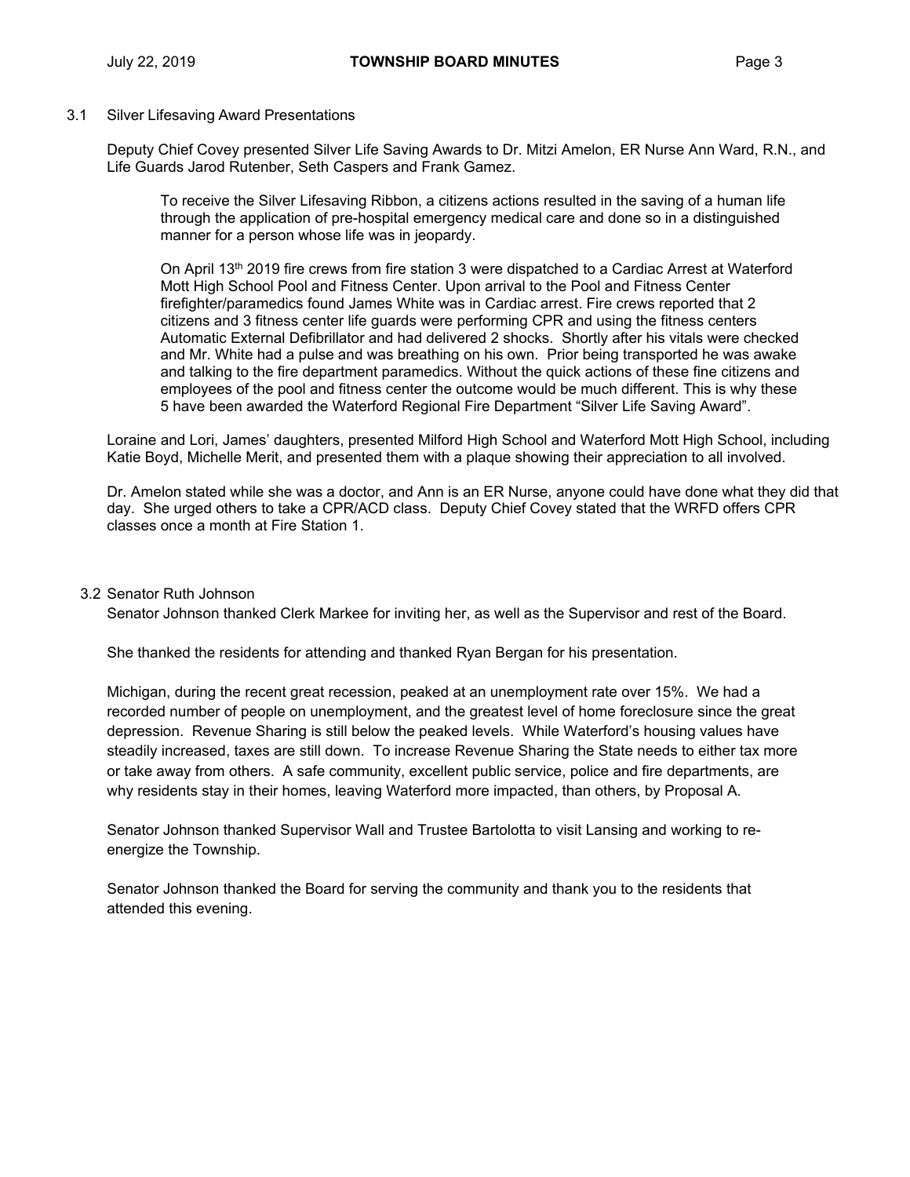### 3.1 Silver Lifesaving Award Presentations

Deputy Chief Covey presented Silver Life Saving Awards to Dr. Mitzi Amelon, ER Nurse Ann Ward, R.N., and Life Guards Jarod Rutenber, Seth Caspers and Frank Gamez.

> To receive the Silver Lifesaving Ribbon, a citizens actions resulted in the saving of a human life through the application of pre-hospital emergency medical care and done so in a distinguished manner for a person whose life was in jeopardy.
>
> On April 13th 2019 fire crews from fire station 3 were dispatched to a Cardiac Arrest at Waterford Mott High School Pool and Fitness Center. Upon arrival to the Pool and Fitness Center firefighter/paramedics found James White was in Cardiac arrest. Fire crews reported that 2 citizens and 3 fitness center life guards were performing CPR and using the fitness centers Automatic External Defibrillator and had delivered 2 shocks. Shortly after his vitals were checked and Mr. White had a pulse and was breathing on his own. Prior being transported he was awake and talking to the fire department paramedics. Without the quick actions of these fine citizens and employees of the pool and fitness center the outcome would be much different. This is why these 5 have been awarded the Waterford Regional Fire Department "Silver Life Saving Award".

Loraine and Lori, James' daughters, presented Milford High School and Waterford Mott High School, including Katie Boyd, Michelle Merit, and presented them with a plaque showing their appreciation to all involved.

Dr. Amelon stated while she was a doctor, and Ann is an ER Nurse, anyone could have done what they did that day. She urged others to take a CPR/ACD class. Deputy Chief Covey stated that the WRFD offers CPR classes once a month at Fire Station 1.

### 3.2 Senator Ruth Johnson

Senator Johnson thanked Clerk Markee for inviting her, as well as the Supervisor and rest of the Board.

She thanked the residents for attending and thanked Ryan Bergan for his presentation.

Michigan, during the recent great recession, peaked at an unemployment rate over 15%. We had a recorded number of people on unemployment, and the greatest level of home foreclosure since the great depression. Revenue Sharing is still below the peaked levels. While Waterford's housing values have steadily increased, taxes are still down. To increase Revenue Sharing the State needs to either tax more or take away from others. A safe community, excellent public service, police and fire departments, are why residents stay in their homes, leaving Waterford more impacted, than others, by Proposal A.

Senator Johnson thanked Supervisor Wall and Trustee Bartolotta to visit Lansing and working to re-energize the Township.

Senator Johnson thanked the Board for serving the community and thank you to the residents that attended this evening.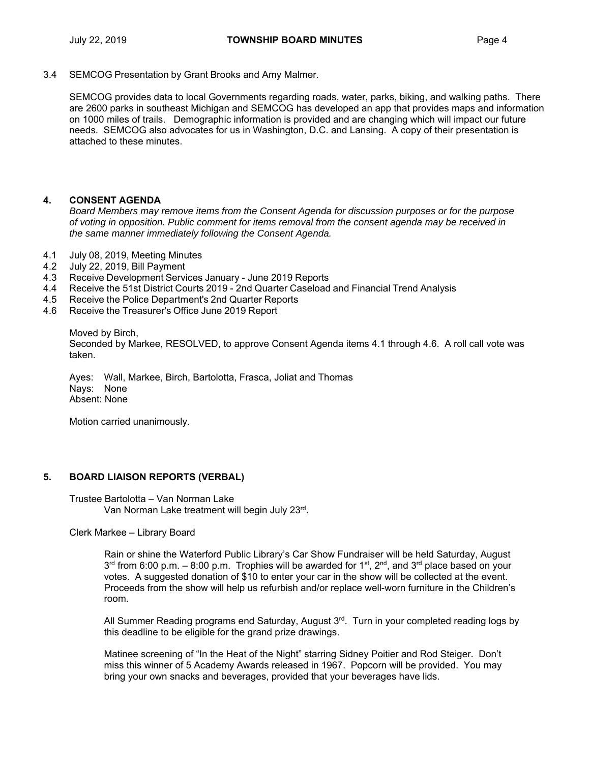3.4 SEMCOG Presentation by Grant Brooks and Amy Malmer.

SEMCOG provides data to local Governments regarding roads, water, parks, biking, and walking paths. There are 2600 parks in southeast Michigan and SEMCOG has developed an app that provides maps and information on 1000 miles of trails. Demographic information is provided and are changing which will impact our future needs. SEMCOG also advocates for us in Washington, D.C. and Lansing. A copy of their presentation is attached to these minutes.

## 4. CONSENT AGENDA

*Board Members may remove items from the Consent Agenda for discussion purposes or for the purpose of voting in opposition. Public comment for items removal from the consent agenda may be received in the same manner immediately following the Consent Agenda.*

4.1 July 08, 2019, Meeting Minutes
4.2 July 22, 2019, Bill Payment
4.3 Receive Development Services January - June 2019 Reports
4.4 Receive the 51st District Courts 2019 - 2nd Quarter Caseload and Financial Trend Analysis
4.5 Receive the Police Department's 2nd Quarter Reports
4.6 Receive the Treasurer's Office June 2019 Report

Moved by Birch,
Seconded by Markee, RESOLVED, to approve Consent Agenda items 4.1 through 4.6. A roll call vote was taken.

Ayes: Wall, Markee, Birch, Bartolotta, Frasca, Joliat and Thomas
Nays: None
Absent: None

Motion carried unanimously.

## 5. BOARD LIAISON REPORTS (VERBAL)

Trustee Bartolotta – Van Norman Lake
Van Norman Lake treatment will begin July 23rd.

Clerk Markee – Library Board

Rain or shine the Waterford Public Library's Car Show Fundraiser will be held Saturday, August 3rd from 6:00 p.m. – 8:00 p.m. Trophies will be awarded for 1st, 2nd, and 3rd place based on your votes. A suggested donation of $10 to enter your car in the show will be collected at the event. Proceeds from the show will help us refurbish and/or replace well-worn furniture in the Children's room.

All Summer Reading programs end Saturday, August 3rd. Turn in your completed reading logs by this deadline to be eligible for the grand prize drawings.

Matinee screening of "In the Heat of the Night" starring Sidney Poitier and Rod Steiger. Don't miss this winner of 5 Academy Awards released in 1967. Popcorn will be provided. You may bring your own snacks and beverages, provided that your beverages have lids.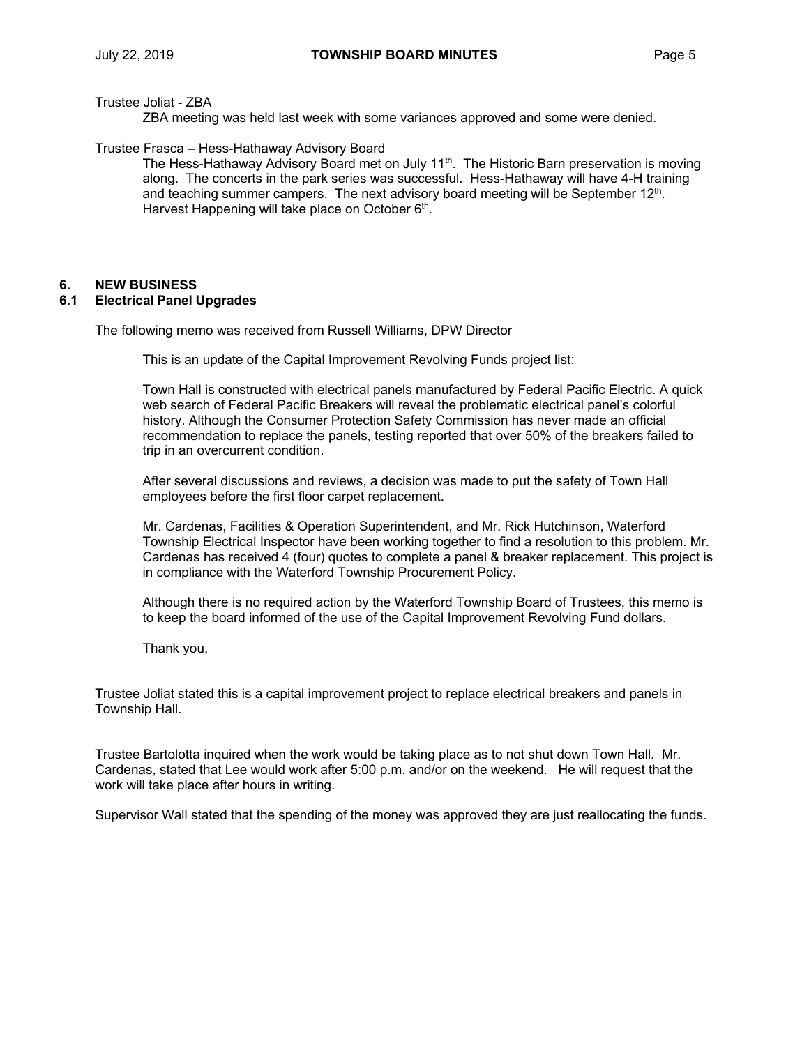Trustee Joliat - ZBA

> ZBA meeting was held last week with some variances approved and some were denied.

Trustee Frasca – Hess-Hathaway Advisory Board

> The Hess-Hathaway Advisory Board met on July 11th. The Historic Barn preservation is moving along. The concerts in the park series was successful. Hess-Hathaway will have 4-H training and teaching summer campers. The next advisory board meeting will be September 12th. Harvest Happening will take place on October 6th.

## 6. NEW BUSINESS

### 6.1 Electrical Panel Upgrades

The following memo was received from Russell Williams, DPW Director

> This is an update of the Capital Improvement Revolving Funds project list:
>
> Town Hall is constructed with electrical panels manufactured by Federal Pacific Electric. A quick web search of Federal Pacific Breakers will reveal the problematic electrical panel's colorful history. Although the Consumer Protection Safety Commission has never made an official recommendation to replace the panels, testing reported that over 50% of the breakers failed to trip in an overcurrent condition.
>
> After several discussions and reviews, a decision was made to put the safety of Town Hall employees before the first floor carpet replacement.
>
> Mr. Cardenas, Facilities & Operation Superintendent, and Mr. Rick Hutchinson, Waterford Township Electrical Inspector have been working together to find a resolution to this problem. Mr. Cardenas has received 4 (four) quotes to complete a panel & breaker replacement. This project is in compliance with the Waterford Township Procurement Policy.
>
> Although there is no required action by the Waterford Township Board of Trustees, this memo is to keep the board informed of the use of the Capital Improvement Revolving Fund dollars.
>
> Thank you,

Trustee Joliat stated this is a capital improvement project to replace electrical breakers and panels in Township Hall.

Trustee Bartolotta inquired when the work would be taking place as to not shut down Town Hall. Mr. Cardenas, stated that Lee would work after 5:00 p.m. and/or on the weekend. He will request that the work will take place after hours in writing.

Supervisor Wall stated that the spending of the money was approved they are just reallocating the funds.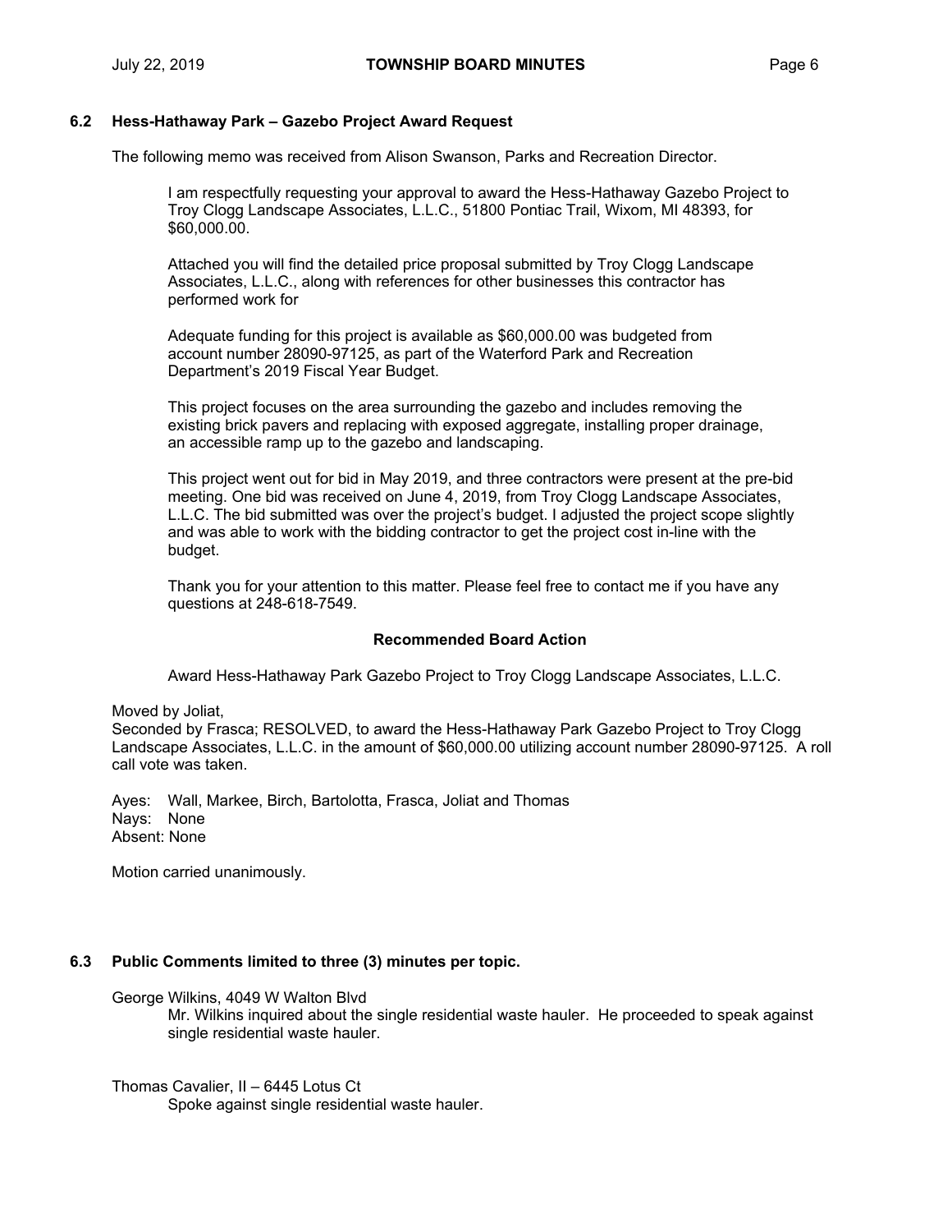### 6.2 Hess-Hathaway Park – Gazebo Project Award Request

The following memo was received from Alison Swanson, Parks and Recreation Director.

> I am respectfully requesting your approval to award the Hess-Hathaway Gazebo Project to Troy Clogg Landscape Associates, L.L.C., 51800 Pontiac Trail, Wixom, MI 48393, for $60,000.00.
>
> Attached you will find the detailed price proposal submitted by Troy Clogg Landscape Associates, L.L.C., along with references for other businesses this contractor has performed work for
>
> Adequate funding for this project is available as $60,000.00 was budgeted from account number 28090-97125, as part of the Waterford Park and Recreation Department's 2019 Fiscal Year Budget.
>
> This project focuses on the area surrounding the gazebo and includes removing the existing brick pavers and replacing with exposed aggregate, installing proper drainage, an accessible ramp up to the gazebo and landscaping.
>
> This project went out for bid in May 2019, and three contractors were present at the pre-bid meeting. One bid was received on June 4, 2019, from Troy Clogg Landscape Associates, L.L.C. The bid submitted was over the project's budget. I adjusted the project scope slightly and was able to work with the bidding contractor to get the project cost in-line with the budget.
>
> Thank you for your attention to this matter. Please feel free to contact me if you have any questions at 248-618-7549.

**Recommended Board Action**

Award Hess-Hathaway Park Gazebo Project to Troy Clogg Landscape Associates, L.L.C.

Moved by Joliat,
Seconded by Frasca; RESOLVED, to award the Hess-Hathaway Park Gazebo Project to Troy Clogg Landscape Associates, L.L.C. in the amount of $60,000.00 utilizing account number 28090-97125. A roll call vote was taken.

Ayes: Wall, Markee, Birch, Bartolotta, Frasca, Joliat and Thomas
Nays: None
Absent: None

Motion carried unanimously.

### 6.3 Public Comments limited to three (3) minutes per topic.

George Wilkins, 4049 W Walton Blvd
> Mr. Wilkins inquired about the single residential waste hauler. He proceeded to speak against single residential waste hauler.

Thomas Cavalier, II – 6445 Lotus Ct
> Spoke against single residential waste hauler.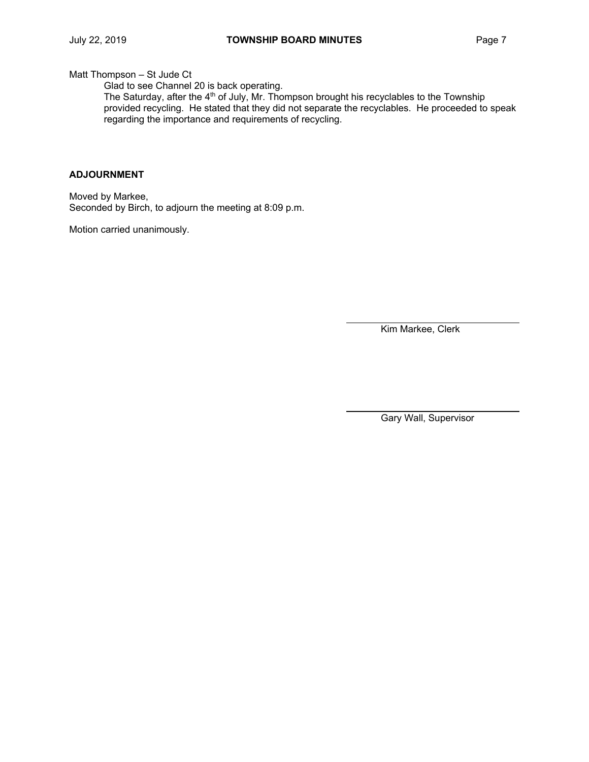Matt Thompson – St Jude Ct

Glad to see Channel 20 is back operating.

The Saturday, after the 4th of July, Mr. Thompson brought his recyclables to the Township provided recycling. He stated that they did not separate the recyclables. He proceeded to speak regarding the importance and requirements of recycling.

**ADJOURNMENT**

Moved by Markee,
Seconded by Birch, to adjourn the meeting at 8:09 p.m.

Motion carried unanimously.

Kim Markee, Clerk

Gary Wall, Supervisor